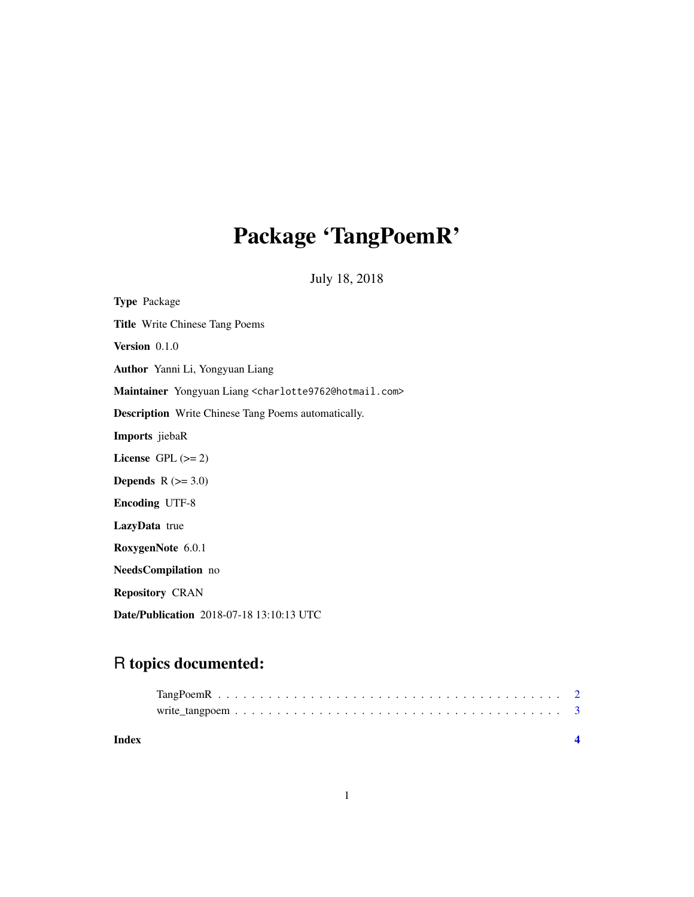# Package 'TangPoemR'

July 18, 2018

**Type** Package

**Title** Write Chinese Tang Poems

**Version** 0.1.0

**Author** Yanni Li, Yongyuan Liang

**Maintainer** Yongyuan Liang <charlotte9762@hotmail.com>

**Description** Write Chinese Tang Poems automatically.

**Imports** jiebaR

**License** GPL (>= 2)

**Depends** R (>= 3.0)

**Encoding** UTF-8

**LazyData** true

**RoxygenNote** 6.0.1

**NeedsCompilation** no

**Repository** CRAN

**Date/Publication** 2018-07-18 13:10:13 UTC

## R topics documented:

TangPoemR . . . . . . . . . . . . . . . . . . . . . . . . . . . . . . . . . . . . . . 2
write_tangpoem . . . . . . . . . . . . . . . . . . . . . . . . . . . . . . . . . . . . 3

**Index** **4**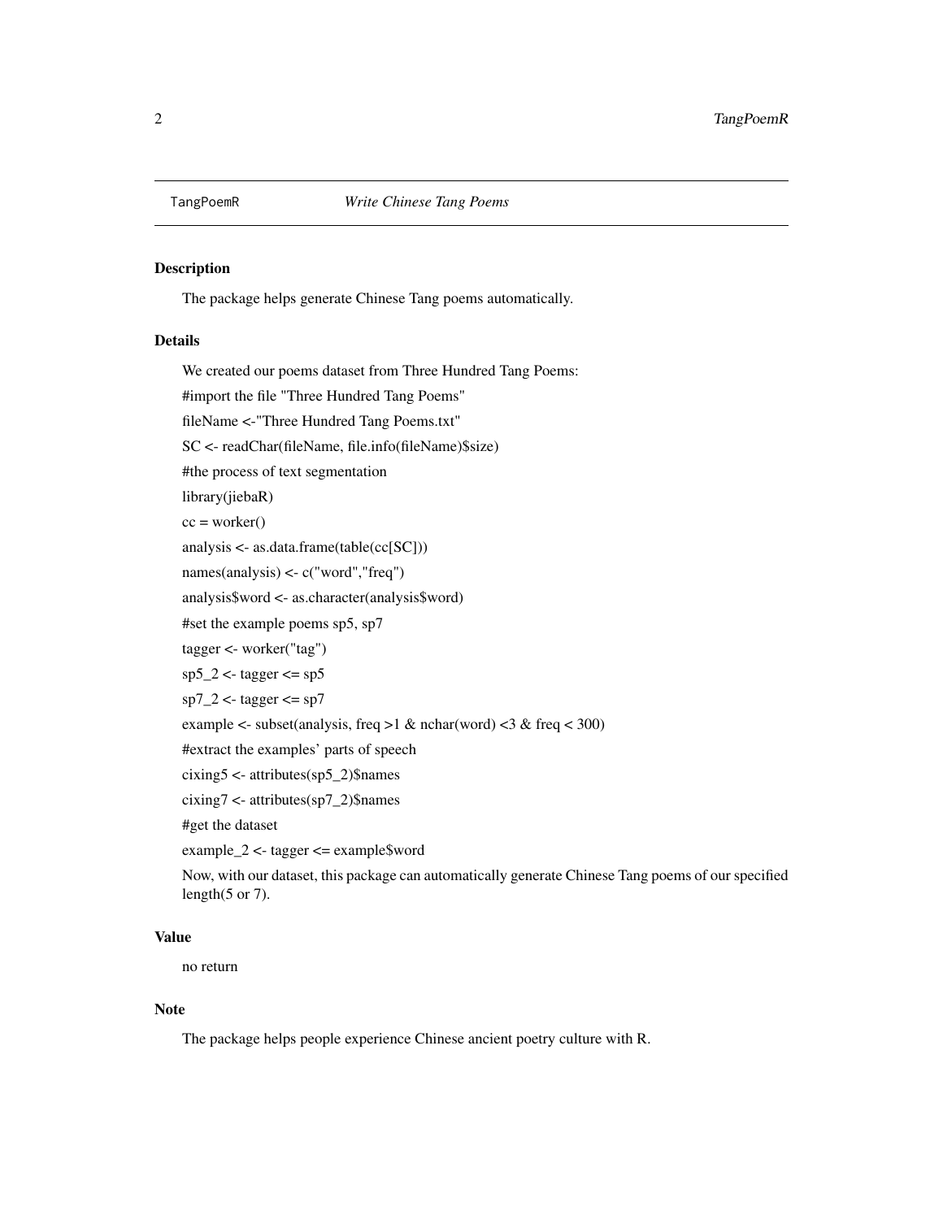TangPoemR *Write Chinese Tang Poems*

## Description

The package helps generate Chinese Tang poems automatically.

## Details

We created our poems dataset from Three Hundred Tang Poems:

#import the file "Three Hundred Tang Poems"

fileName <-"Three Hundred Tang Poems.txt"

SC <- readChar(fileName, file.info(fileName)$size)

#the process of text segmentation

library(jiebaR)

cc = worker()

analysis <- as.data.frame(table(cc[SC]))

names(analysis) <- c("word","freq")

analysis$word <- as.character(analysis$word)

#set the example poems sp5, sp7

tagger <- worker("tag")

sp5_2 <- tagger <= sp5

sp7_2 <- tagger <= sp7

example <- subset(analysis, freq >1 & nchar(word) <3 & freq < 300)

#extract the examples' parts of speech

cixing5 <- attributes(sp5_2)$names

cixing7 <- attributes(sp7_2)$names

#get the dataset

example_2 <- tagger <= example$word

Now, with our dataset, this package can automatically generate Chinese Tang poems of our specified length(5 or 7).

## Value

no return

## Note

The package helps people experience Chinese ancient poetry culture with R.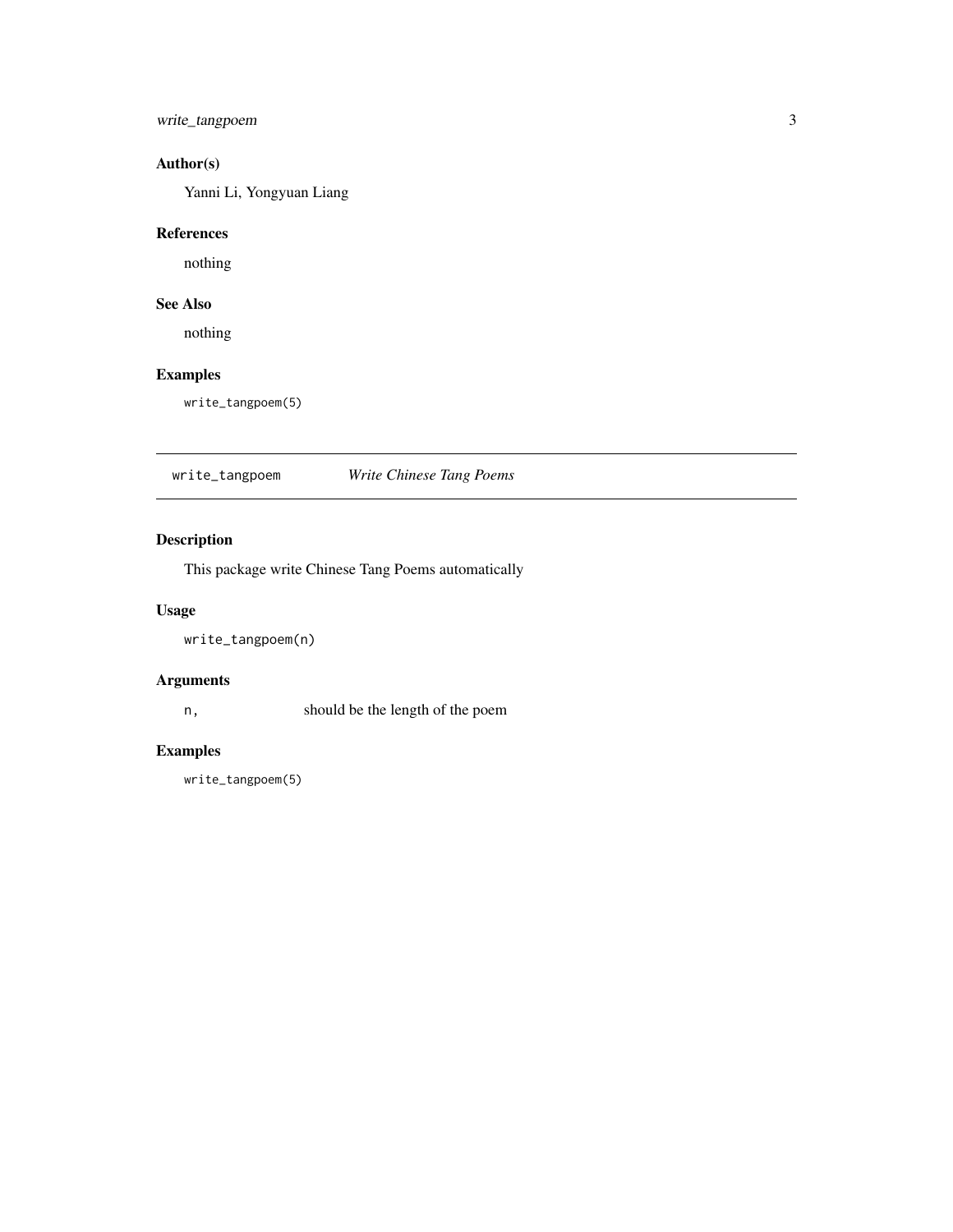## Author(s)

Yanni Li, Yongyuan Liang

## References

nothing

## See Also

nothing

## Examples

```
write_tangpoem(5)
```

---

# write_tangpoem *Write Chinese Tang Poems*

## Description

This package write Chinese Tang Poems automatically

## Usage

```
write_tangpoem(n)
```

## Arguments

| | |
|---|---|
| `n,` | should be the length of the poem |

## Examples

```
write_tangpoem(5)
```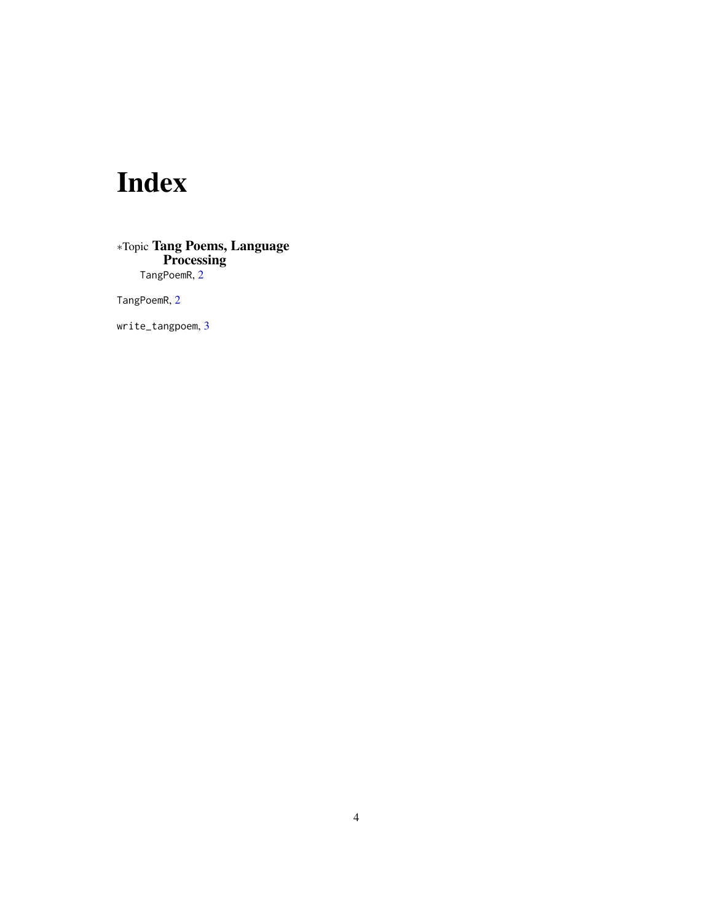# Index

∗Topic **Tang Poems, Language Processing**

TangPoemR, 2

TangPoemR, 2

write_tangpoem, 3